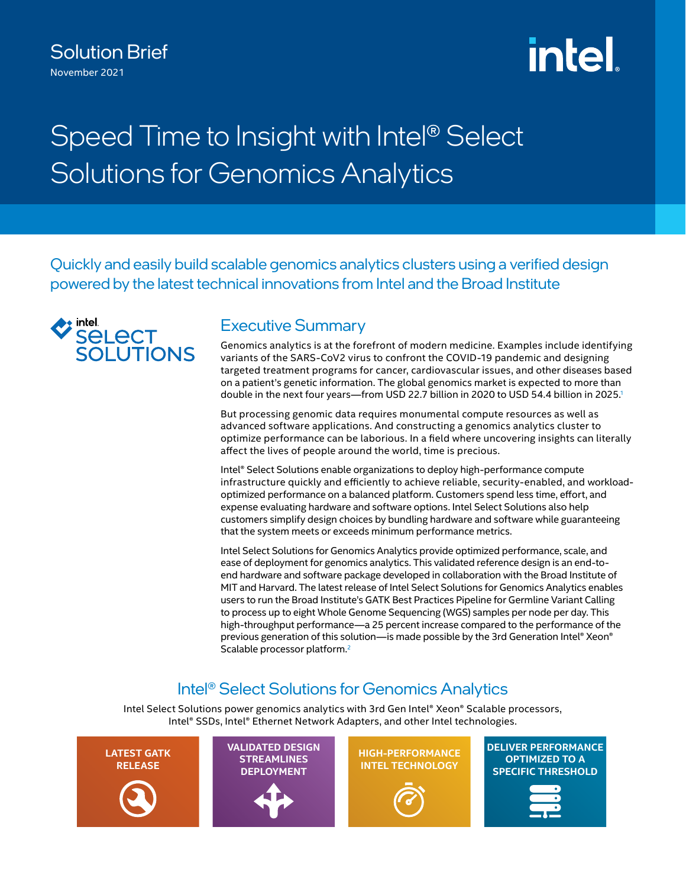Solution Brief
November 2021

# Speed Time to Insight with Intel® Select Solutions for Genomics Analytics

Quickly and easily build scalable genomics analytics clusters using a verified design powered by the latest technical innovations from Intel and the Broad Institute

intel. SELECT SOLUTIONS

## Executive Summary

Genomics analytics is at the forefront of modern medicine. Examples include identifying variants of the SARS-CoV2 virus to confront the COVID-19 pandemic and designing targeted treatment programs for cancer, cardiovascular issues, and other diseases based on a patient's genetic information. The global genomics market is expected to more than double in the next four years—from USD 22.7 billion in 2020 to USD 54.4 billion in 2025.[1]

But processing genomic data requires monumental compute resources as well as advanced software applications. And constructing a genomics analytics cluster to optimize performance can be laborious. In a field where uncovering insights can literally affect the lives of people around the world, time is precious.

Intel® Select Solutions enable organizations to deploy high-performance compute infrastructure quickly and efficiently to achieve reliable, security-enabled, and workload-optimized performance on a balanced platform. Customers spend less time, effort, and expense evaluating hardware and software options. Intel Select Solutions also help customers simplify design choices by bundling hardware and software while guaranteeing that the system meets or exceeds minimum performance metrics.

Intel Select Solutions for Genomics Analytics provide optimized performance, scale, and ease of deployment for genomics analytics. This validated reference design is an end-to-end hardware and software package developed in collaboration with the Broad Institute of MIT and Harvard. The latest release of Intel Select Solutions for Genomics Analytics enables users to run the Broad Institute's GATK Best Practices Pipeline for Germline Variant Calling to process up to eight Whole Genome Sequencing (WGS) samples per node per day. This high-throughput performance—a 25 percent increase compared to the performance of the previous generation of this solution—is made possible by the 3rd Generation Intel® Xeon® Scalable processor platform.[2]

## Intel® Select Solutions for Genomics Analytics

Intel Select Solutions power genomics analytics with 3rd Gen Intel® Xeon® Scalable processors, Intel® SSDs, Intel® Ethernet Network Adapters, and other Intel technologies.

- LATEST GATK RELEASE
- VALIDATED DESIGN STREAMLINES DEPLOYMENT
- HIGH-PERFORMANCE INTEL TECHNOLOGY
- DELIVER PERFORMANCE OPTIMIZED TO A SPECIFIC THRESHOLD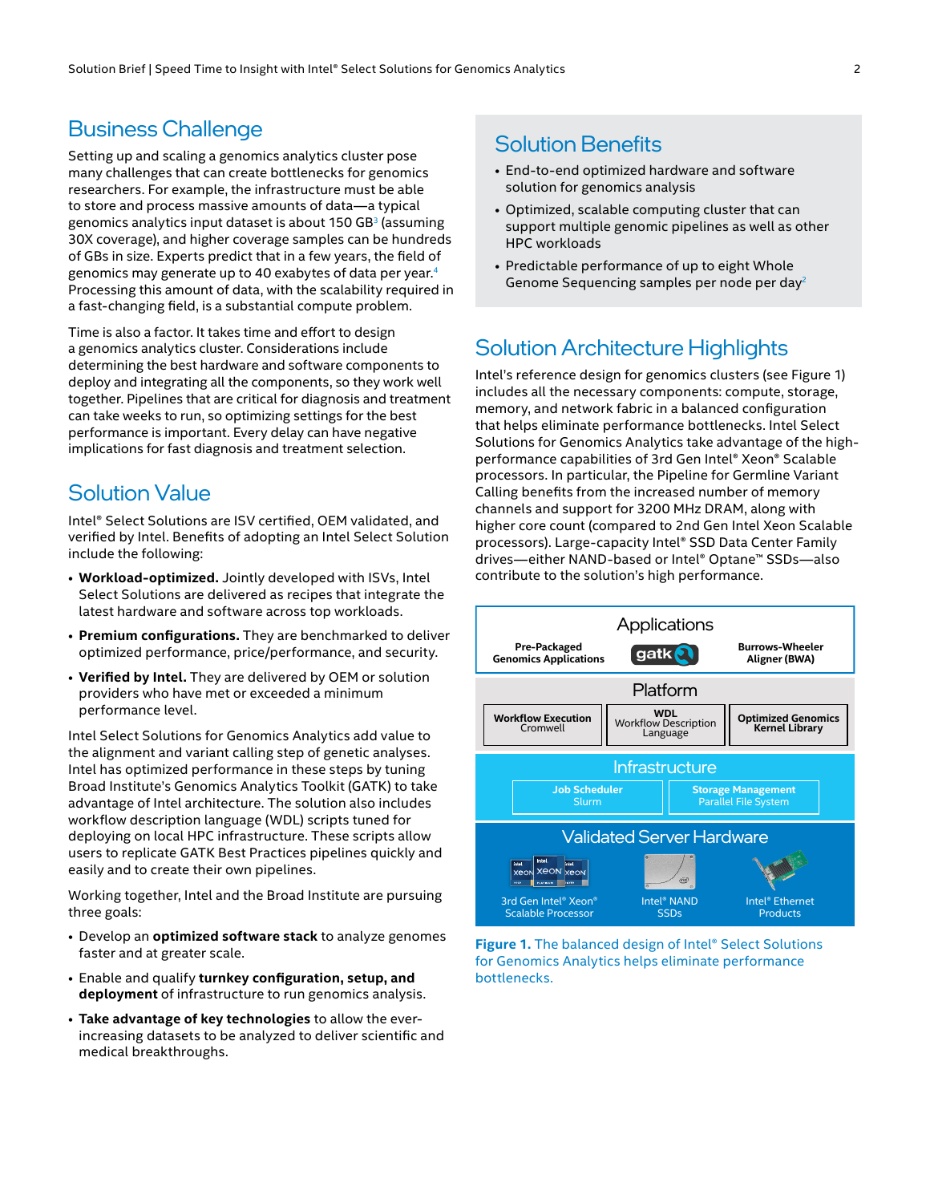## Business Challenge

Setting up and scaling a genomics analytics cluster pose many challenges that can create bottlenecks for genomics researchers. For example, the infrastructure must be able to store and process massive amounts of data—a typical genomics analytics input dataset is about 150 GB[3] (assuming 30X coverage), and higher coverage samples can be hundreds of GBs in size. Experts predict that in a few years, the field of genomics may generate up to 40 exabytes of data per year.[4] Processing this amount of data, with the scalability required in a fast-changing field, is a substantial compute problem.

Time is also a factor. It takes time and effort to design a genomics analytics cluster. Considerations include determining the best hardware and software components to deploy and integrating all the components, so they work well together. Pipelines that are critical for diagnosis and treatment can take weeks to run, so optimizing settings for the best performance is important. Every delay can have negative implications for fast diagnosis and treatment selection.

## Solution Value

Intel® Select Solutions are ISV certified, OEM validated, and verified by Intel. Benefits of adopting an Intel Select Solution include the following:

- **Workload-optimized.** Jointly developed with ISVs, Intel Select Solutions are delivered as recipes that integrate the latest hardware and software across top workloads.
- **Premium configurations.** They are benchmarked to deliver optimized performance, price/performance, and security.
- **Verified by Intel.** They are delivered by OEM or solution providers who have met or exceeded a minimum performance level.

Intel Select Solutions for Genomics Analytics add value to the alignment and variant calling step of genetic analyses. Intel has optimized performance in these steps by tuning Broad Institute's Genomics Analytics Toolkit (GATK) to take advantage of Intel architecture. The solution also includes workflow description language (WDL) scripts tuned for deploying on local HPC infrastructure. These scripts allow users to replicate GATK Best Practices pipelines quickly and easily and to create their own pipelines.

Working together, Intel and the Broad Institute are pursuing three goals:

- Develop an **optimized software stack** to analyze genomes faster and at greater scale.
- Enable and qualify **turnkey configuration, setup, and deployment** of infrastructure to run genomics analysis.
- **Take advantage of key technologies** to allow the ever-increasing datasets to be analyzed to deliver scientific and medical breakthroughs.

## Solution Benefits

- End-to-end optimized hardware and software solution for genomics analysis
- Optimized, scalable computing cluster that can support multiple genomic pipelines as well as other HPC workloads
- Predictable performance of up to eight Whole Genome Sequencing samples per node per day[2]

## Solution Architecture Highlights

Intel's reference design for genomics clusters (see Figure 1) includes all the necessary components: compute, storage, memory, and network fabric in a balanced configuration that helps eliminate performance bottlenecks. Intel Select Solutions for Genomics Analytics take advantage of the high-performance capabilities of 3rd Gen Intel® Xeon® Scalable processors. In particular, the Pipeline for Germline Variant Calling benefits from the increased number of memory channels and support for 3200 MHz DRAM, along with higher core count (compared to 2nd Gen Intel Xeon Scalable processors). Large-capacity Intel® SSD Data Center Family drives—either NAND-based or Intel® Optane™ SSDs—also contribute to the solution's high performance.

**Applications**
- Pre-Packaged Genomics Applications
- gatk
- Burrows-Wheeler Aligner (BWA)

**Platform**
- Workflow Execution: Cromwell
- WDL: Workflow Description Language
- Optimized Genomics Kernel Library

**Infrastructure**
- Job Scheduler: Slurm
- Storage Management: Parallel File System

**Validated Server Hardware**
- 3rd Gen Intel® Xeon® Scalable Processor
- Intel® NAND SSDs
- Intel® Ethernet Products

**Figure 1.** The balanced design of Intel® Select Solutions for Genomics Analytics helps eliminate performance bottlenecks.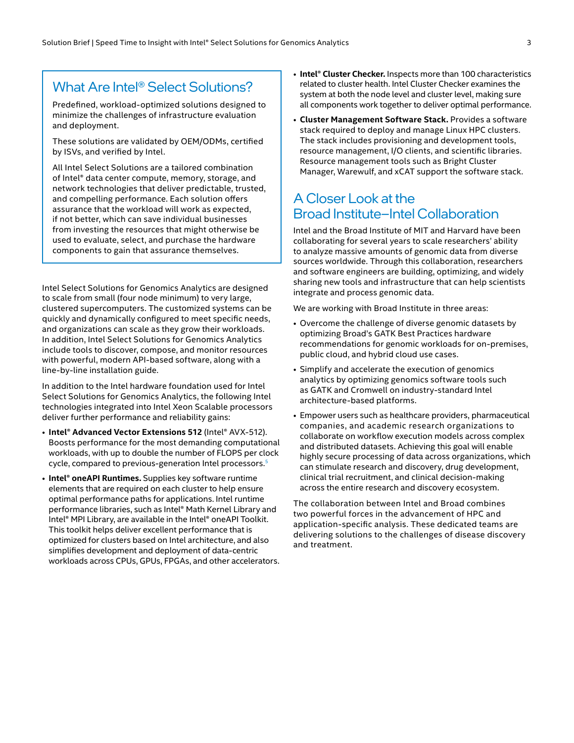## What Are Intel® Select Solutions?

Predefined, workload-optimized solutions designed to minimize the challenges of infrastructure evaluation and deployment.

These solutions are validated by OEM/ODMs, certified by ISVs, and verified by Intel.

All Intel Select Solutions are a tailored combination of Intel® data center compute, memory, storage, and network technologies that deliver predictable, trusted, and compelling performance. Each solution offers assurance that the workload will work as expected, if not better, which can save individual businesses from investing the resources that might otherwise be used to evaluate, select, and purchase the hardware components to gain that assurance themselves.

Intel Select Solutions for Genomics Analytics are designed to scale from small (four node minimum) to very large, clustered supercomputers. The customized systems can be quickly and dynamically configured to meet specific needs, and organizations can scale as they grow their workloads. In addition, Intel Select Solutions for Genomics Analytics include tools to discover, compose, and monitor resources with powerful, modern API-based software, along with a line-by-line installation guide.

In addition to the Intel hardware foundation used for Intel Select Solutions for Genomics Analytics, the following Intel technologies integrated into Intel Xeon Scalable processors deliver further performance and reliability gains:

- **Intel® Advanced Vector Extensions 512** (Intel® AVX-512). Boosts performance for the most demanding computational workloads, with up to double the number of FLOPS per clock cycle, compared to previous-generation Intel processors.[5]
- **Intel® oneAPI Runtimes.** Supplies key software runtime elements that are required on each cluster to help ensure optimal performance paths for applications. Intel runtime performance libraries, such as Intel® Math Kernel Library and Intel® MPI Library, are available in the Intel® oneAPI Toolkit. This toolkit helps deliver excellent performance that is optimized for clusters based on Intel architecture, and also simplifies development and deployment of data-centric workloads across CPUs, GPUs, FPGAs, and other accelerators.
- **Intel® Cluster Checker.** Inspects more than 100 characteristics related to cluster health. Intel Cluster Checker examines the system at both the node level and cluster level, making sure all components work together to deliver optimal performance.
- **Cluster Management Software Stack.** Provides a software stack required to deploy and manage Linux HPC clusters. The stack includes provisioning and development tools, resource management, I/O clients, and scientific libraries. Resource management tools such as Bright Cluster Manager, Warewulf, and xCAT support the software stack.

## A Closer Look at the Broad Institute–Intel Collaboration

Intel and the Broad Institute of MIT and Harvard have been collaborating for several years to scale researchers' ability to analyze massive amounts of genomic data from diverse sources worldwide. Through this collaboration, researchers and software engineers are building, optimizing, and widely sharing new tools and infrastructure that can help scientists integrate and process genomic data.

We are working with Broad Institute in three areas:

- Overcome the challenge of diverse genomic datasets by optimizing Broad's GATK Best Practices hardware recommendations for genomic workloads for on-premises, public cloud, and hybrid cloud use cases.
- Simplify and accelerate the execution of genomics analytics by optimizing genomics software tools such as GATK and Cromwell on industry-standard Intel architecture-based platforms.
- Empower users such as healthcare providers, pharmaceutical companies, and academic research organizations to collaborate on workflow execution models across complex and distributed datasets. Achieving this goal will enable highly secure processing of data across organizations, which can stimulate research and discovery, drug development, clinical trial recruitment, and clinical decision-making across the entire research and discovery ecosystem.

The collaboration between Intel and Broad combines two powerful forces in the advancement of HPC and application-specific analysis. These dedicated teams are delivering solutions to the challenges of disease discovery and treatment.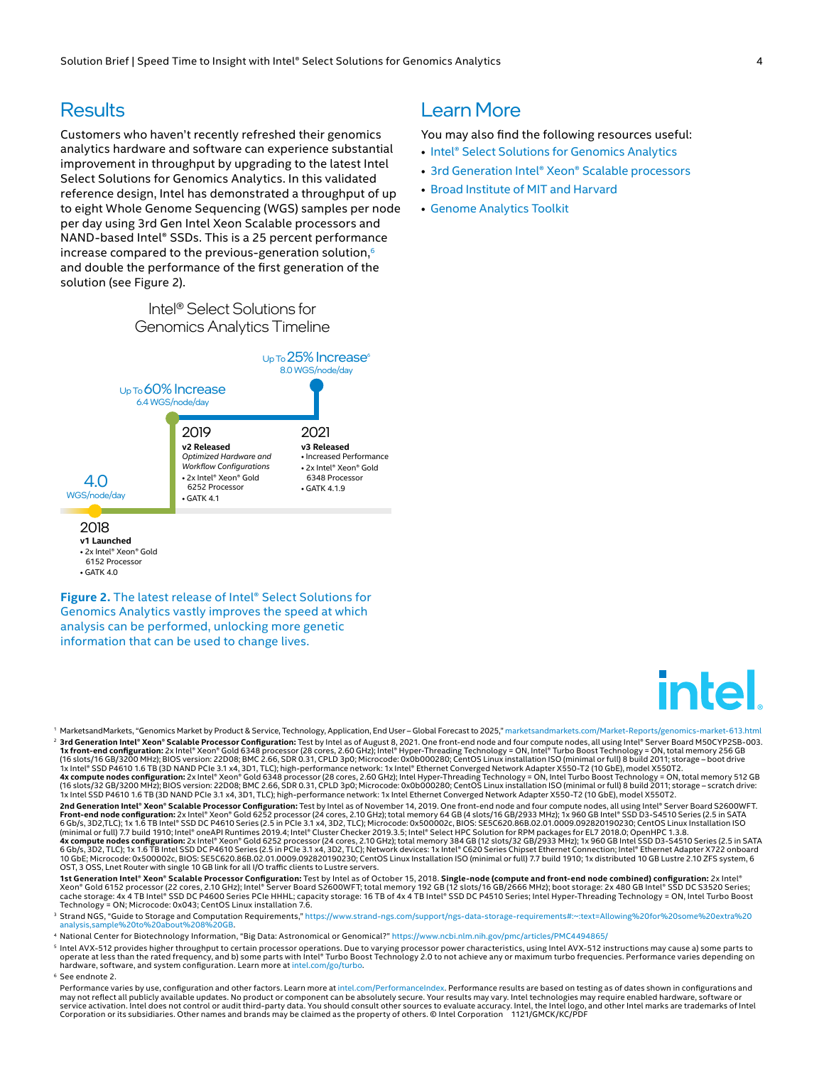## Results

Customers who haven't recently refreshed their genomics analytics hardware and software can experience substantial improvement in throughput by upgrading to the latest Intel Select Solutions for Genomics Analytics. In this validated reference design, Intel has demonstrated a throughput of up to eight Whole Genome Sequencing (WGS) samples per node per day using 3rd Gen Intel Xeon Scalable processors and NAND-based Intel® SSDs. This is a 25 percent performance increase compared to the previous-generation solution,[6] and double the performance of the first generation of the solution (see Figure 2).

Intel® Select Solutions for Genomics Analytics Timeline

Up To 25% Increase[6]
8.0 WGS/node/day

Up To 60% Increase
6.4 WGS/node/day

4.0
WGS/node/day

2018
**v1 Launched**
- 2x Intel® Xeon® Gold 6152 Processor
- GATK 4.0

2019
**v2 Released**
*Optimized Hardware and Workflow Configurations*
- 2x Intel® Xeon® Gold 6252 Processor
- GATK 4.1

2021
**v3 Released**
- Increased Performance
- 2x Intel® Xeon® Gold 6348 Processor
- GATK 4.1.9

**Figure 2.** The latest release of Intel® Select Solutions for Genomics Analytics vastly improves the speed at which analysis can be performed, unlocking more genetic information that can be used to change lives.

## Learn More

You may also find the following resources useful:

- Intel® Select Solutions for Genomics Analytics
- 3rd Generation Intel® Xeon® Scalable processors
- Broad Institute of MIT and Harvard
- Genome Analytics Toolkit

[1] MarketsandMarkets, "Genomics Market by Product & Service, Technology, Application, End User – Global Forecast to 2025," marketsandmarkets.com/Market-Reports/genomics-market-613.html

[2] **3rd Generation Intel® Xeon® Scalable Processor Configuration:** Test by Intel as of August 8, 2021. One front-end node and four compute nodes, all using Intel® Server Board M50CYP2SB-003. **1x front-end configuration:** 2x Intel® Xeon® Gold 6348 processor (28 cores, 2.60 GHz); Intel® Hyper-Threading Technology = ON, Intel® Turbo Boost Technology = ON, total memory 256 GB (16 slots/16 GB/3200 MHz); BIOS version: 22D08; BMC 2.66, SDR 0.31, CPLD 3p0; Microcode: 0x0b000280; CentOS Linux installation ISO (minimal or full) 8 build 2011; storage – boot drive 1x Intel® SSD P4610 1.6 TB (3D NAND PCIe 3.1 x4, 3D1, TLC); high-performance network: 1x Intel® Ethernet Converged Network Adapter X550-T2 (10 GbE), model X550T2.
**4x compute nodes configuration:** 2x Intel® Xeon® Gold 6348 processor (28 cores, 2.60 GHz); Intel Hyper-Threading Technology = ON, Intel Turbo Boost Technology = ON, total memory 512 GB (16 slots/32 GB/3200 MHz); BIOS version: 22D08; BMC 2.66, SDR 0.31, CPLD 3p0; Microcode: 0x0b000280; CentOS Linux installation ISO (minimal or full) 8 build 2011; storage – scratch drive: 1x Intel SSD P4610 1.6 TB (3D NAND PCIe 3.1 x4, 3D1, TLC); high-performance network: 1x Intel Ethernet Converged Network Adapter X550-T2 (10 GbE), model X550T2.
**2nd Generation Intel® Xeon® Scalable Processor Configuration:** Test by Intel as of November 14, 2019. One front-end node and four compute nodes, all using Intel® Server Board S2600WFT. **Front-end node configuration:** 2x Intel® Xeon® Gold 6252 processor (24 cores, 2.10 GHz); total memory 64 GB (4 slots/16 GB/2933 MHz); 1x 960 GB Intel® SSD D3-S4510 Series (2.5 in SATA 6 Gb/s, 3D2,TLC); 1x 1.6 TB Intel® SSD DC P4610 Series (2.5 in PCIe 3.1 x4, 3D2, TLC); Microcode: 0x500002c, BIOS: SE5C620.86B.02.01.0009.092820190230; CentOS Linux Installation ISO (minimal or full) 7.7 build 1910; Intel® oneAPI Runtimes 2019.4; Intel® Cluster Checker 2019.3.5; Intel® Select HPC Solution for RPM packages for EL7 2018.0; OpenHPC 1.3.8.
**4x compute nodes configuration:** 2x Intel® Xeon® Gold 6252 processor (24 cores, 2.10 GHz); total memory 384 GB (12 slots/32 GB/2933 MHz); 1x 960 GB Intel SSD D3-S4510 Series (2.5 in SATA 6 Gb/s, 3D2, TLC); 1x 1.6 TB Intel SSD DC P4610 Series (2.5 in PCIe 3.1 x4, 3D2, TLC); Network devices: 1x Intel® C620 Series Chipset Ethernet Connection; Intel® Ethernet Adapter X722 onboard 10 GbE; Microcode: 0x500002c, BIOS: SE5C620.86B.02.01.0009.092820190230; CentOS Linux Installation ISO (minimal or full) 7.7 build 1910; 1x distributed 10 GB Lustre 2.10 ZFS system, 6 OST, 3 OSS, Lnet Router with single 10 GB link for all I/O traffic clients to Lustre servers.
**1st Generation Intel® Xeon® Scalable Processor Configuration:** Test by Intel as of October 15, 2018. **Single-node (compute and front-end node combined) configuration:** 2x Intel® Xeon® Gold 6152 processor (22 cores, 2.10 GHz); Intel® Server Board S2600WFT; total memory 192 GB (12 slots/16 GB/2666 MHz); boot storage: 2x 480 GB Intel® SSD DC S3520 Series; cache storage: 4x 4 TB Intel® SSD DC P4600 Series PCIe HHHL; capacity storage: 16 TB of 4x 4 TB Intel® SSD DC P4510 Series; Intel Hyper-Threading Technology = ON, Intel Turbo Boost Technology = ON; Microcode: 0x043; CentOS Linux installation 7.6.

[3] Strand NGS, "Guide to Storage and Computation Requirements," https://www.strand-ngs.com/support/ngs-data-storage-requirements#:~:text=Allowing%20for%20some%20extra%20analysis,sample%20to%20about%208%20GB.

[4] National Center for Biotechnology Information, "Big Data: Astronomical or Genomical?" https://www.ncbi.nlm.nih.gov/pmc/articles/PMC4494865/

[5] Intel AVX-512 provides higher throughput to certain processor operations. Due to varying processor power characteristics, using Intel AVX-512 instructions may cause a) some parts to operate at less than the rated frequency, and b) some parts with Intel® Turbo Boost Technology 2.0 to not achieve any or maximum turbo frequencies. Performance varies depending on hardware, software, and system configuration. Learn more at intel.com/go/turbo.

[6] See endnote 2.

Performance varies by use, configuration and other factors. Learn more at intel.com/PerformanceIndex. Performance results are based on testing as of dates shown in configurations and may not reflect all publicly available updates. No product or component can be absolutely secure. Your results may vary. Intel technologies may require enabled hardware, software or service activation. Intel does not control or audit third-party data. You should consult other sources to evaluate accuracy. Intel, the Intel logo, and other Intel marks are trademarks of Intel Corporation or its subsidiaries. Other names and brands may be claimed as the property of others. © Intel Corporation 1121/GMCK/KC/PDF